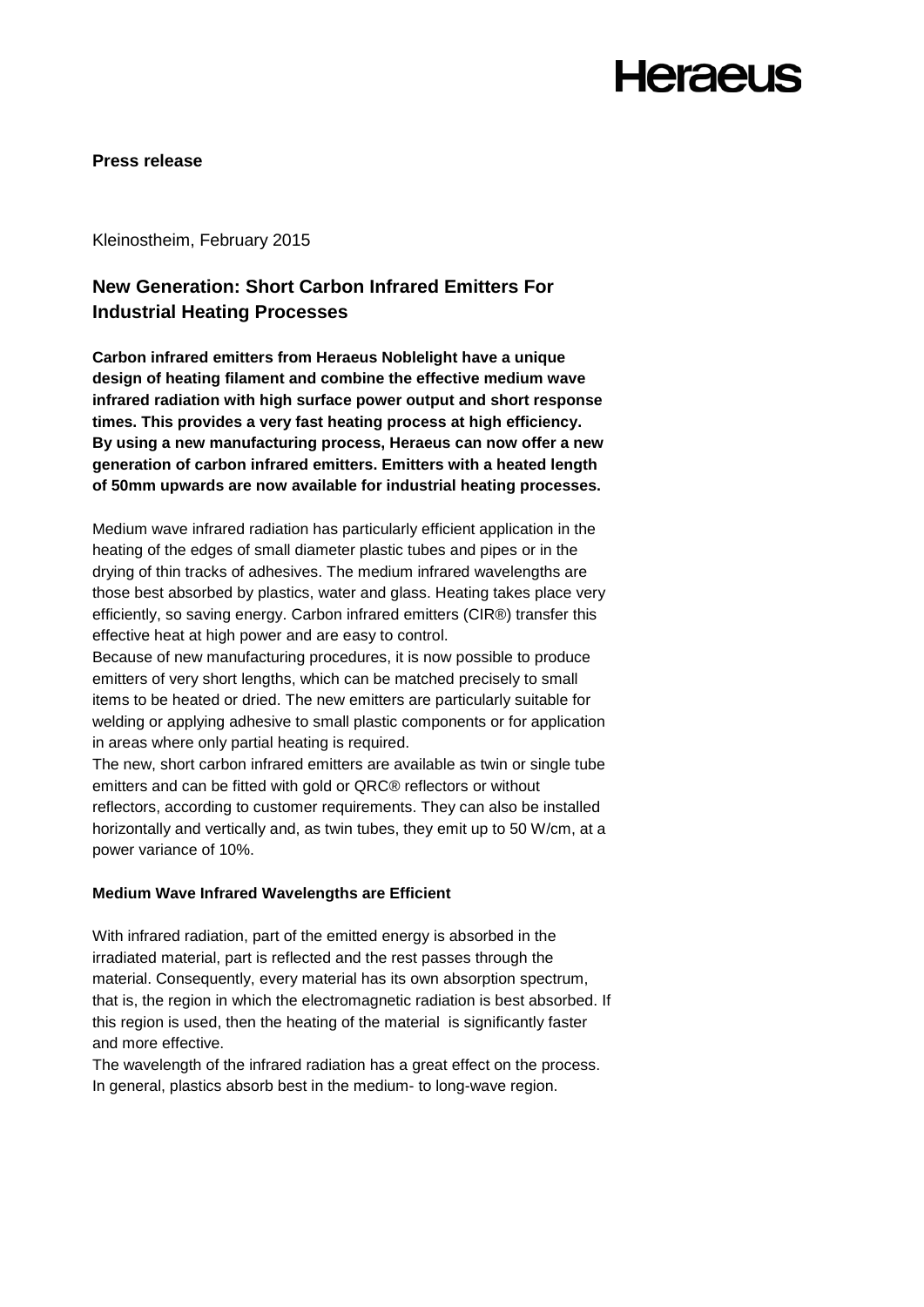**Press release**

Kleinostheim, February 2015

## New Generation: Short Carbon Infrared Emitters For Industrial Heating Processes

**Carbon infrared emitters from Heraeus Noblelight have a unique design of heating filament and combine the effective medium wave infrared radiation with high surface power output and short response times. This provides a very fast heating process at high efficiency. By using a new manufacturing process, Heraeus can now offer a new generation of carbon infrared emitters. Emitters with a heated length of 50mm upwards are now available for industrial heating processes.**

Medium wave infrared radiation has particularly efficient application in the heating of the edges of small diameter plastic tubes and pipes or in the drying of thin tracks of adhesives. The medium infrared wavelengths are those best absorbed by plastics, water and glass. Heating takes place very efficiently, so saving energy. Carbon infrared emitters (CIR®) transfer this effective heat at high power and are easy to control.

Because of new manufacturing procedures, it is now possible to produce emitters of very short lengths, which can be matched precisely to small items to be heated or dried. The new emitters are particularly suitable for welding or applying adhesive to small plastic components or for application in areas where only partial heating is required.

The new, short carbon infrared emitters are available as twin or single tube emitters and can be fitted with gold or QRC® reflectors or without reflectors, according to customer requirements. They can also be installed horizontally and vertically and, as twin tubes, they emit up to 50 W/cm, at a power variance of 10%.

### Medium Wave Infrared Wavelengths are Efficient

With infrared radiation, part of the emitted energy is absorbed in the irradiated material, part is reflected and the rest passes through the material. Consequently, every material has its own absorption spectrum, that is, the region in which the electromagnetic radiation is best absorbed. If this region is used, then the heating of the material is significantly faster and more effective.

The wavelength of the infrared radiation has a great effect on the process. In general, plastics absorb best in the medium- to long-wave region.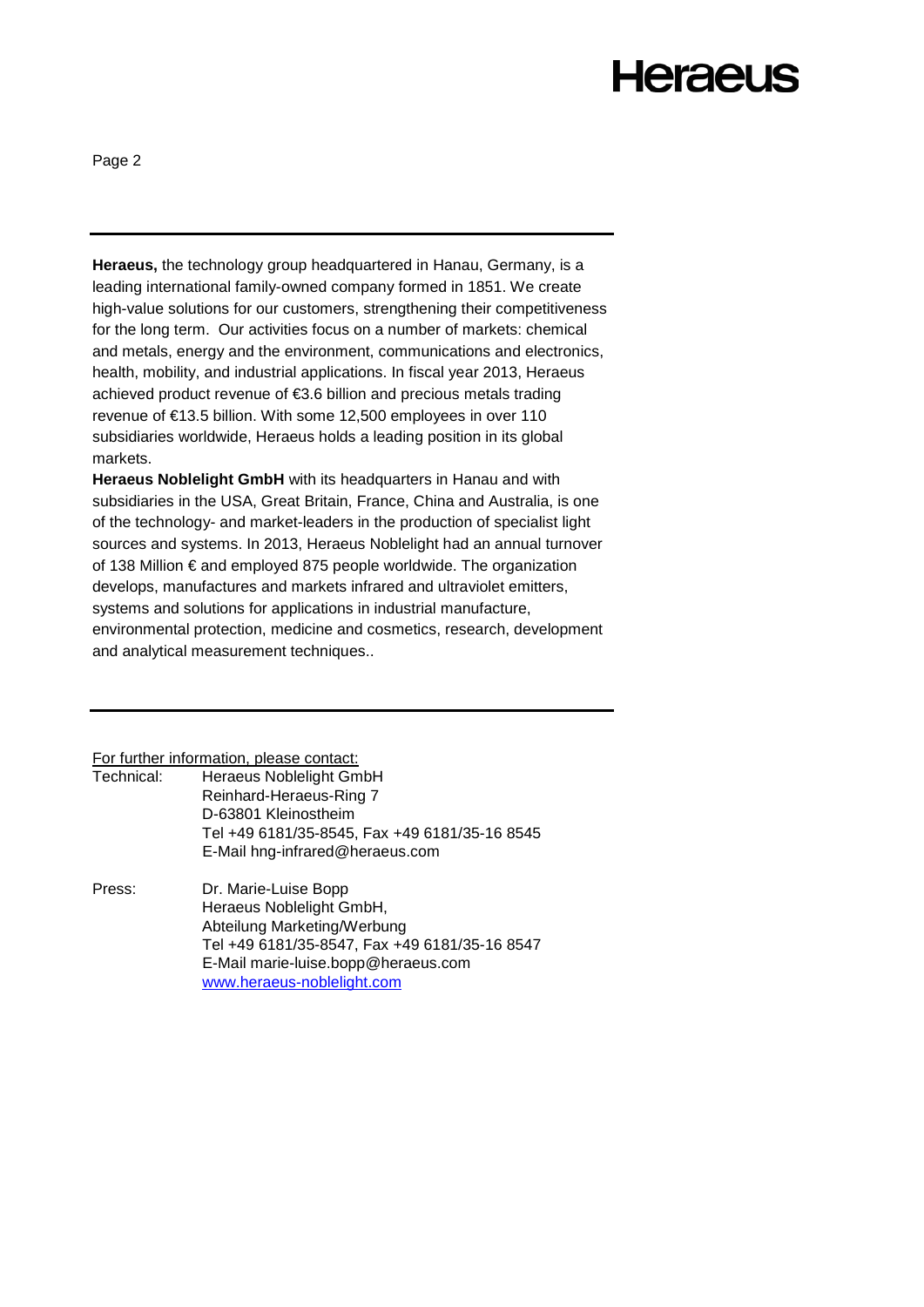---

**Heraeus,** the technology group headquartered in Hanau, Germany, is a leading international family-owned company formed in 1851. We create high-value solutions for our customers, strengthening their competitiveness for the long term. Our activities focus on a number of markets: chemical and metals, energy and the environment, communications and electronics, health, mobility, and industrial applications. In fiscal year 2013, Heraeus achieved product revenue of €3.6 billion and precious metals trading revenue of €13.5 billion. With some 12,500 employees in over 110 subsidiaries worldwide, Heraeus holds a leading position in its global markets.

**Heraeus Noblelight GmbH** with its headquarters in Hanau and with subsidiaries in the USA, Great Britain, France, China and Australia, is one of the technology- and market-leaders in the production of specialist light sources and systems. In 2013, Heraeus Noblelight had an annual turnover of 138 Million € and employed 875 people worldwide. The organization develops, manufactures and markets infrared and ultraviolet emitters, systems and solutions for applications in industrial manufacture, environmental protection, medicine and cosmetics, research, development and analytical measurement techniques..

---

For further information, please contact:

Technical:
Heraeus Noblelight GmbH
Reinhard-Heraeus-Ring 7
D-63801 Kleinostheim
Tel +49 6181/35-8545, Fax +49 6181/35-16 8545
E-Mail hng-infrared@heraeus.com

Press:
Dr. Marie-Luise Bopp
Heraeus Noblelight GmbH,
Abteilung Marketing/Werbung
Tel +49 6181/35-8547, Fax +49 6181/35-16 8547
E-Mail marie-luise.bopp@heraeus.com
www.heraeus-noblelight.com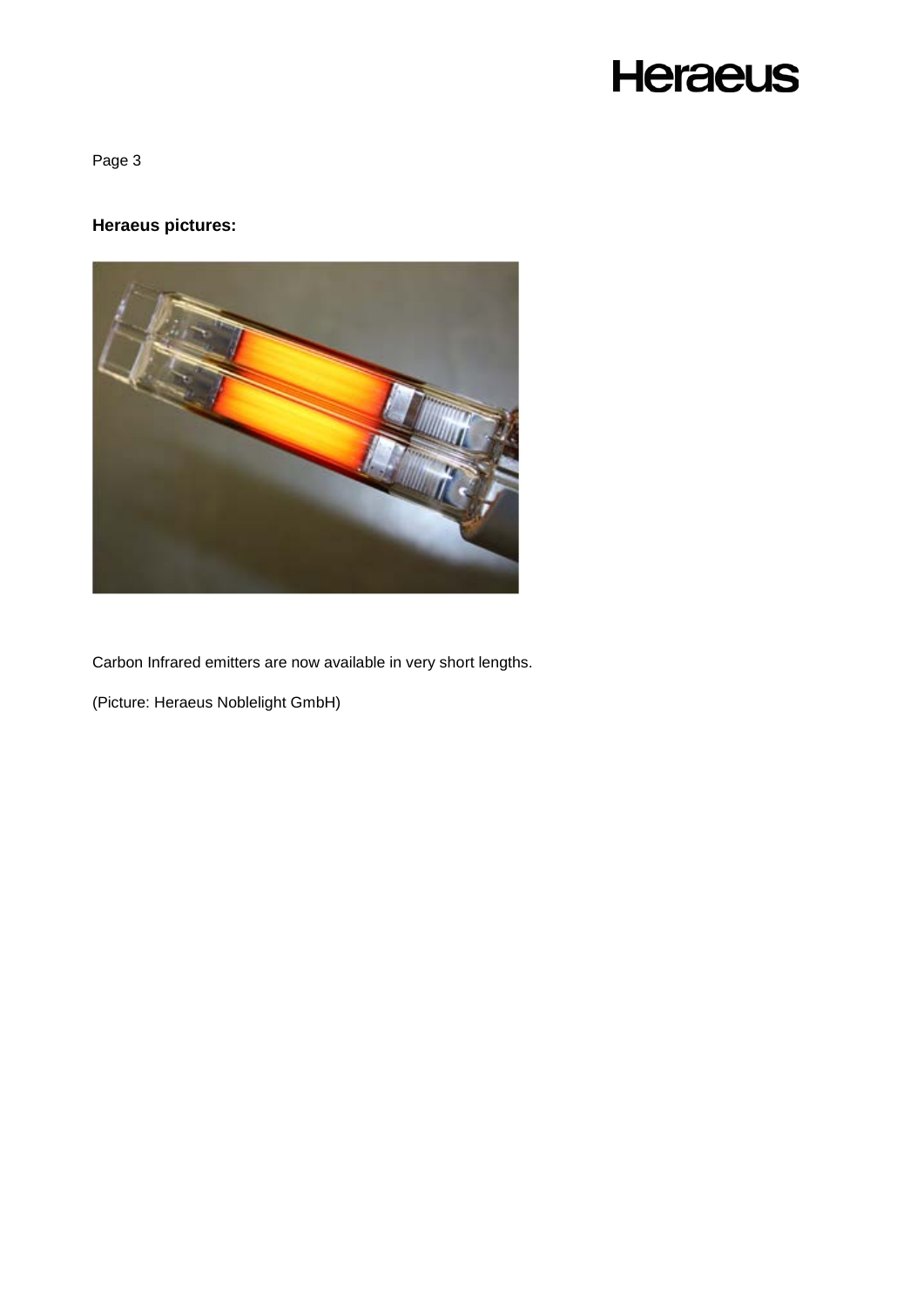**Heraeus pictures:**

Carbon Infrared emitters are now available in very short lengths.

(Picture: Heraeus Noblelight GmbH)